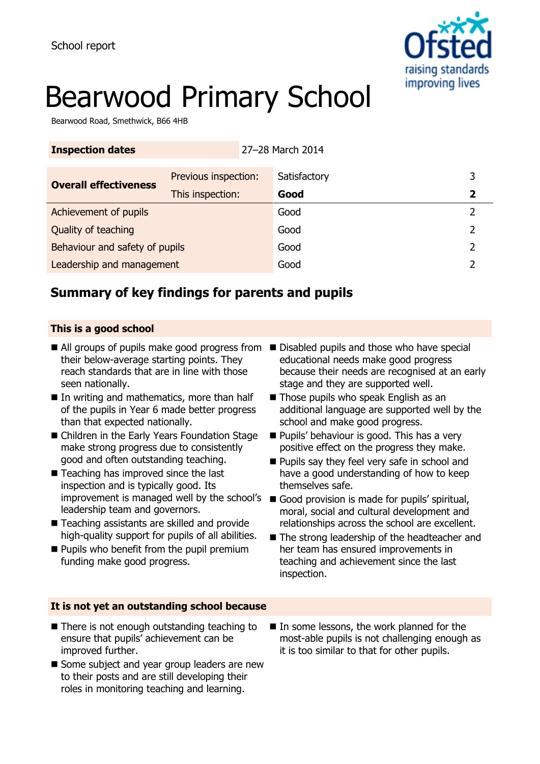School report

# Bearwood Primary School

Bearwood Road, Smethwick, B66 4HB

| **Inspection dates** | | 27–28 March 2014 | |
|---|---|---|---|
| **Overall effectiveness** | Previous inspection: | Satisfactory | 3 |
| | This inspection: | **Good** | **2** |
| Achievement of pupils | | Good | 2 |
| Quality of teaching | | Good | 2 |
| Behaviour and safety of pupils | | Good | 2 |
| Leadership and management | | Good | 2 |

## Summary of key findings for parents and pupils

### This is a good school

- All groups of pupils make good progress from their below-average starting points. They reach standards that are in line with those seen nationally.
- In writing and mathematics, more than half of the pupils in Year 6 made better progress than that expected nationally.
- Children in the Early Years Foundation Stage make strong progress due to consistently good and often outstanding teaching.
- Teaching has improved since the last inspection and is typically good. Its improvement is managed well by the school's leadership team and governors.
- Teaching assistants are skilled and provide high-quality support for pupils of all abilities.
- Pupils who benefit from the pupil premium funding make good progress.
- Disabled pupils and those who have special educational needs make good progress because their needs are recognised at an early stage and they are supported well.
- Those pupils who speak English as an additional language are supported well by the school and make good progress.
- Pupils' behaviour is good. This has a very positive effect on the progress they make.
- Pupils say they feel very safe in school and have a good understanding of how to keep themselves safe.
- Good provision is made for pupils' spiritual, moral, social and cultural development and relationships across the school are excellent.
- The strong leadership of the headteacher and her team has ensured improvements in teaching and achievement since the last inspection.

### It is not yet an outstanding school because

- There is not enough outstanding teaching to ensure that pupils' achievement can be improved further.
- Some subject and year group leaders are new to their posts and are still developing their roles in monitoring teaching and learning.
- In some lessons, the work planned for the most-able pupils is not challenging enough as it is too similar to that for other pupils.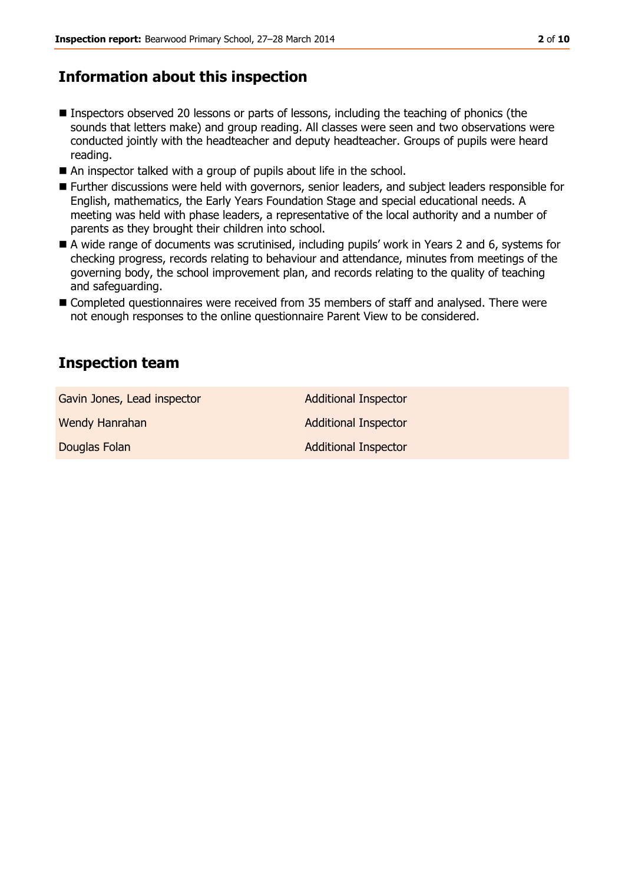## Information about this inspection

- Inspectors observed 20 lessons or parts of lessons, including the teaching of phonics (the sounds that letters make) and group reading. All classes were seen and two observations were conducted jointly with the headteacher and deputy headteacher. Groups of pupils were heard reading.
- An inspector talked with a group of pupils about life in the school.
- Further discussions were held with governors, senior leaders, and subject leaders responsible for English, mathematics, the Early Years Foundation Stage and special educational needs. A meeting was held with phase leaders, a representative of the local authority and a number of parents as they brought their children into school.
- A wide range of documents was scrutinised, including pupils' work in Years 2 and 6, systems for checking progress, records relating to behaviour and attendance, minutes from meetings of the governing body, the school improvement plan, and records relating to the quality of teaching and safeguarding.
- Completed questionnaires were received from 35 members of staff and analysed. There were not enough responses to the online questionnaire Parent View to be considered.

## Inspection team

| | |
|---|---|
| Gavin Jones, Lead inspector | Additional Inspector |
| Wendy Hanrahan | Additional Inspector |
| Douglas Folan | Additional Inspector |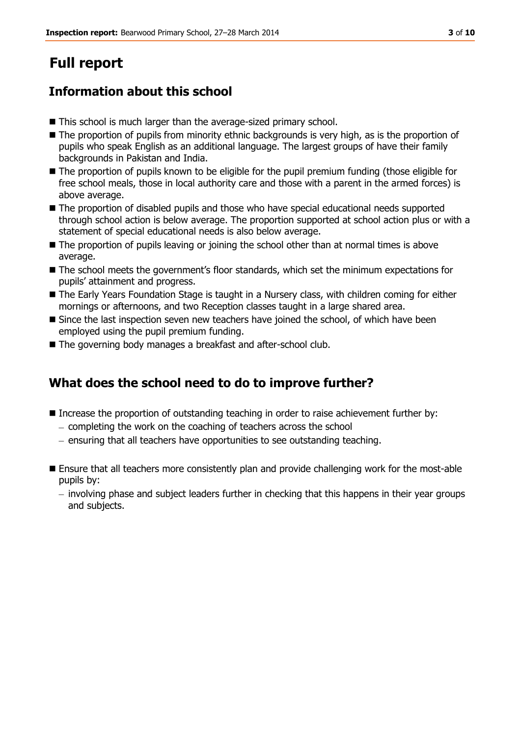# Full report

## Information about this school

- This school is much larger than the average-sized primary school.
- The proportion of pupils from minority ethnic backgrounds is very high, as is the proportion of pupils who speak English as an additional language. The largest groups of have their family backgrounds in Pakistan and India.
- The proportion of pupils known to be eligible for the pupil premium funding (those eligible for free school meals, those in local authority care and those with a parent in the armed forces) is above average.
- The proportion of disabled pupils and those who have special educational needs supported through school action is below average. The proportion supported at school action plus or with a statement of special educational needs is also below average.
- The proportion of pupils leaving or joining the school other than at normal times is above average.
- The school meets the government's floor standards, which set the minimum expectations for pupils' attainment and progress.
- The Early Years Foundation Stage is taught in a Nursery class, with children coming for either mornings or afternoons, and two Reception classes taught in a large shared area.
- Since the last inspection seven new teachers have joined the school, of which have been employed using the pupil premium funding.
- The governing body manages a breakfast and after-school club.

## What does the school need to do to improve further?

- Increase the proportion of outstanding teaching in order to raise achievement further by:
  - completing the work on the coaching of teachers across the school
  - ensuring that all teachers have opportunities to see outstanding teaching.
- Ensure that all teachers more consistently plan and provide challenging work for the most-able pupils by:
  - involving phase and subject leaders further in checking that this happens in their year groups and subjects.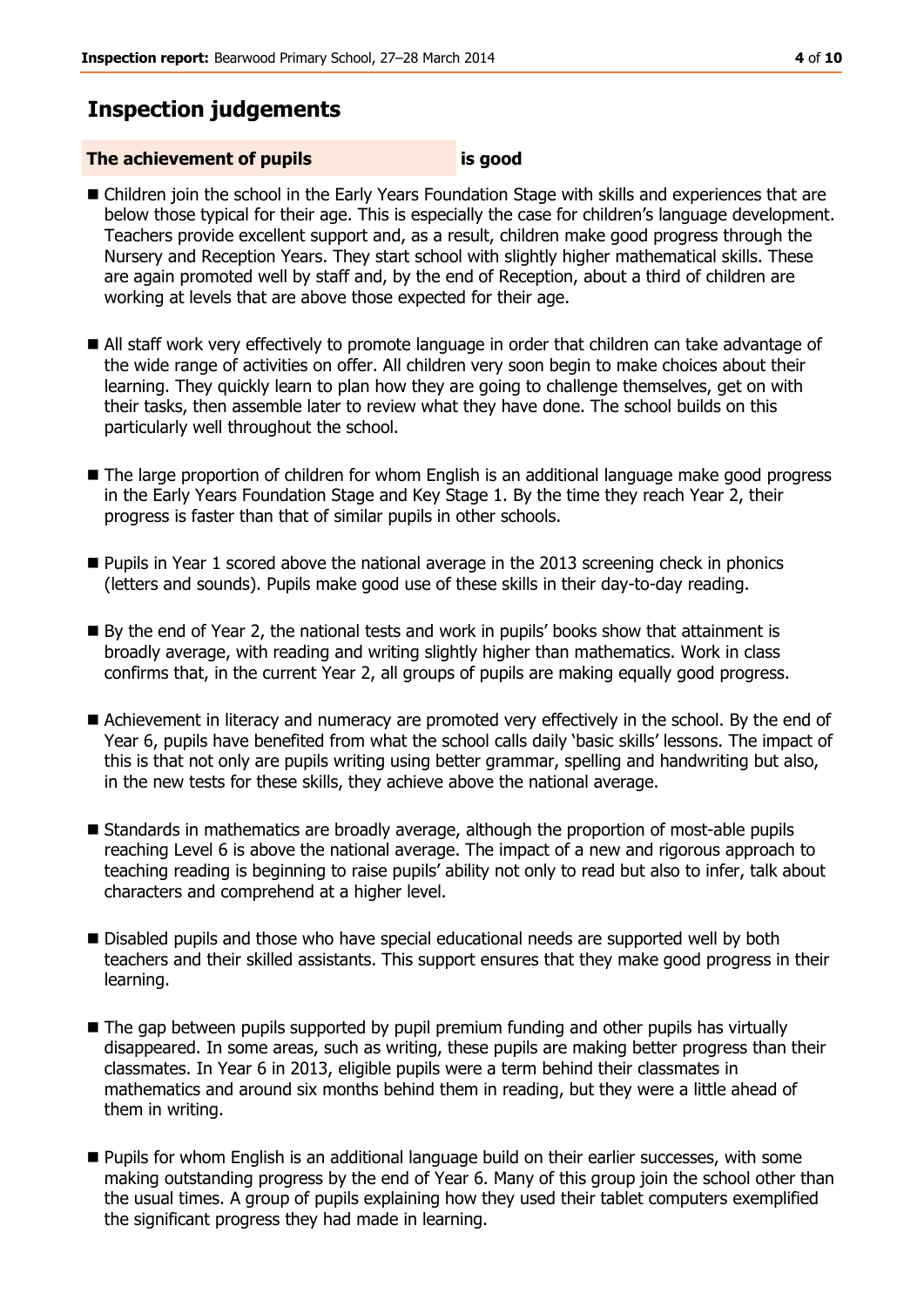# Inspection judgements

**The achievement of pupils** **is good**

- Children join the school in the Early Years Foundation Stage with skills and experiences that are below those typical for their age. This is especially the case for children's language development. Teachers provide excellent support and, as a result, children make good progress through the Nursery and Reception Years. They start school with slightly higher mathematical skills. These are again promoted well by staff and, by the end of Reception, about a third of children are working at levels that are above those expected for their age.

- All staff work very effectively to promote language in order that children can take advantage of the wide range of activities on offer. All children very soon begin to make choices about their learning. They quickly learn to plan how they are going to challenge themselves, get on with their tasks, then assemble later to review what they have done. The school builds on this particularly well throughout the school.

- The large proportion of children for whom English is an additional language make good progress in the Early Years Foundation Stage and Key Stage 1. By the time they reach Year 2, their progress is faster than that of similar pupils in other schools.

- Pupils in Year 1 scored above the national average in the 2013 screening check in phonics (letters and sounds). Pupils make good use of these skills in their day-to-day reading.

- By the end of Year 2, the national tests and work in pupils' books show that attainment is broadly average, with reading and writing slightly higher than mathematics. Work in class confirms that, in the current Year 2, all groups of pupils are making equally good progress.

- Achievement in literacy and numeracy are promoted very effectively in the school. By the end of Year 6, pupils have benefited from what the school calls daily 'basic skills' lessons. The impact of this is that not only are pupils writing using better grammar, spelling and handwriting but also, in the new tests for these skills, they achieve above the national average.

- Standards in mathematics are broadly average, although the proportion of most-able pupils reaching Level 6 is above the national average. The impact of a new and rigorous approach to teaching reading is beginning to raise pupils' ability not only to read but also to infer, talk about characters and comprehend at a higher level.

- Disabled pupils and those who have special educational needs are supported well by both teachers and their skilled assistants. This support ensures that they make good progress in their learning.

- The gap between pupils supported by pupil premium funding and other pupils has virtually disappeared. In some areas, such as writing, these pupils are making better progress than their classmates. In Year 6 in 2013, eligible pupils were a term behind their classmates in mathematics and around six months behind them in reading, but they were a little ahead of them in writing.

- Pupils for whom English is an additional language build on their earlier successes, with some making outstanding progress by the end of Year 6. Many of this group join the school other than the usual times. A group of pupils explaining how they used their tablet computers exemplified the significant progress they had made in learning.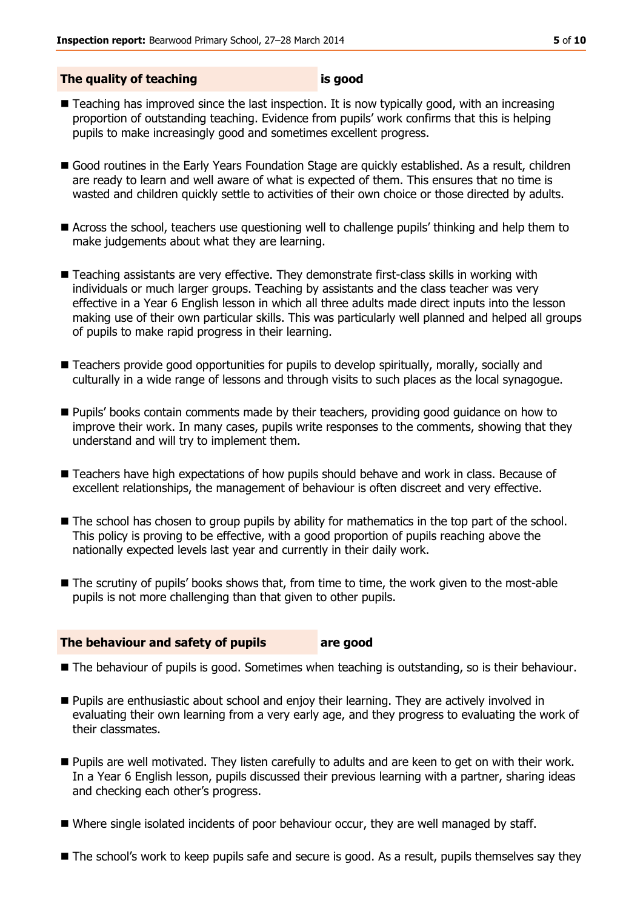## The quality of teaching is good

- Teaching has improved since the last inspection. It is now typically good, with an increasing proportion of outstanding teaching. Evidence from pupils' work confirms that this is helping pupils to make increasingly good and sometimes excellent progress.
- Good routines in the Early Years Foundation Stage are quickly established. As a result, children are ready to learn and well aware of what is expected of them. This ensures that no time is wasted and children quickly settle to activities of their own choice or those directed by adults.
- Across the school, teachers use questioning well to challenge pupils' thinking and help them to make judgements about what they are learning.
- Teaching assistants are very effective. They demonstrate first-class skills in working with individuals or much larger groups. Teaching by assistants and the class teacher was very effective in a Year 6 English lesson in which all three adults made direct inputs into the lesson making use of their own particular skills. This was particularly well planned and helped all groups of pupils to make rapid progress in their learning.
- Teachers provide good opportunities for pupils to develop spiritually, morally, socially and culturally in a wide range of lessons and through visits to such places as the local synagogue.
- Pupils' books contain comments made by their teachers, providing good guidance on how to improve their work. In many cases, pupils write responses to the comments, showing that they understand and will try to implement them.
- Teachers have high expectations of how pupils should behave and work in class. Because of excellent relationships, the management of behaviour is often discreet and very effective.
- The school has chosen to group pupils by ability for mathematics in the top part of the school. This policy is proving to be effective, with a good proportion of pupils reaching above the nationally expected levels last year and currently in their daily work.
- The scrutiny of pupils' books shows that, from time to time, the work given to the most-able pupils is not more challenging than that given to other pupils.

## The behaviour and safety of pupils are good

- The behaviour of pupils is good. Sometimes when teaching is outstanding, so is their behaviour.
- Pupils are enthusiastic about school and enjoy their learning. They are actively involved in evaluating their own learning from a very early age, and they progress to evaluating the work of their classmates.
- Pupils are well motivated. They listen carefully to adults and are keen to get on with their work. In a Year 6 English lesson, pupils discussed their previous learning with a partner, sharing ideas and checking each other's progress.
- Where single isolated incidents of poor behaviour occur, they are well managed by staff.
- The school's work to keep pupils safe and secure is good. As a result, pupils themselves say they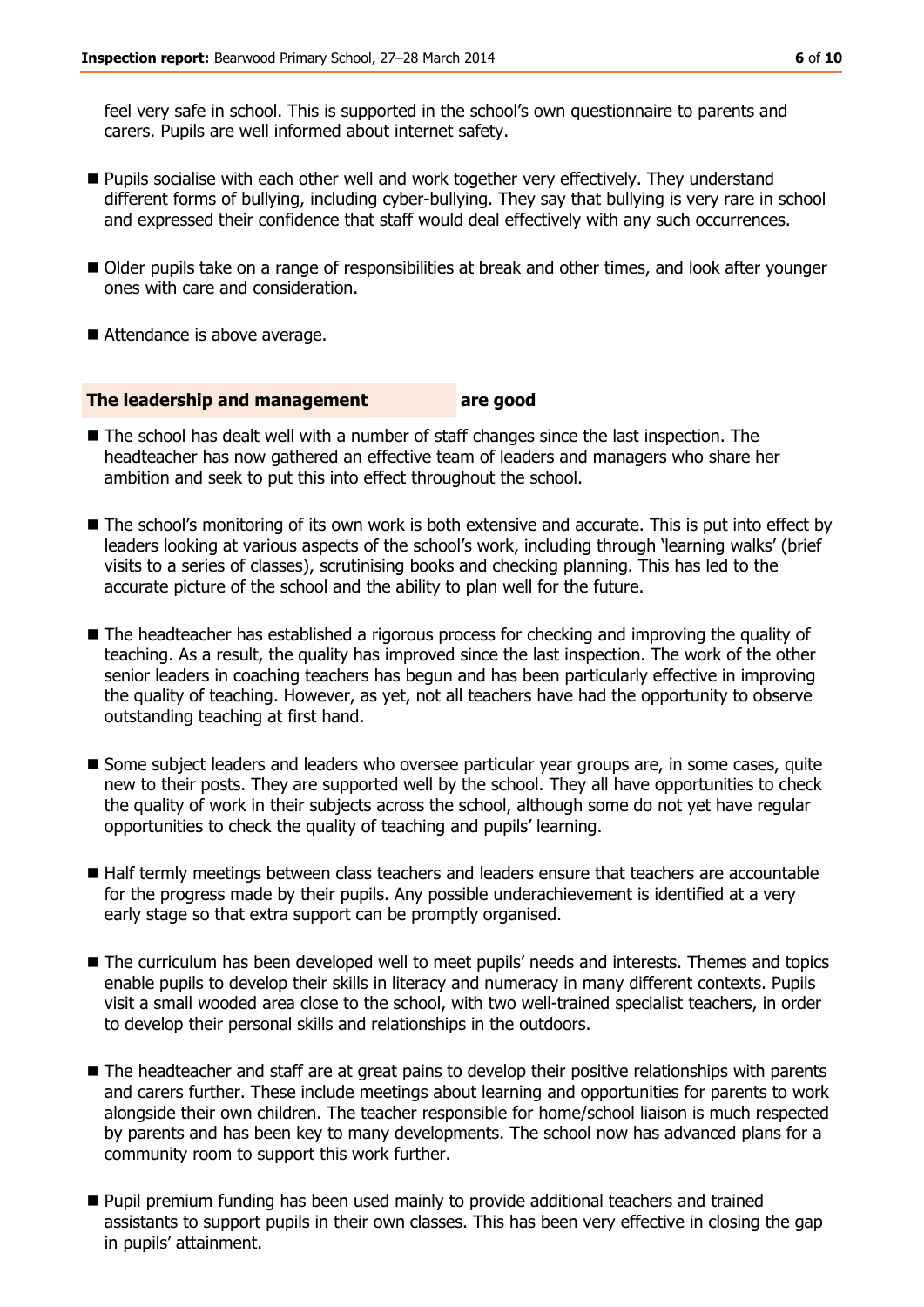feel very safe in school. This is supported in the school's own questionnaire to parents and carers. Pupils are well informed about internet safety.

- Pupils socialise with each other well and work together very effectively. They understand different forms of bullying, including cyber-bullying. They say that bullying is very rare in school and expressed their confidence that staff would deal effectively with any such occurrences.
- Older pupils take on a range of responsibilities at break and other times, and look after younger ones with care and consideration.
- Attendance is above average.

### The leadership and management are good

- The school has dealt well with a number of staff changes since the last inspection. The headteacher has now gathered an effective team of leaders and managers who share her ambition and seek to put this into effect throughout the school.
- The school's monitoring of its own work is both extensive and accurate. This is put into effect by leaders looking at various aspects of the school's work, including through 'learning walks' (brief visits to a series of classes), scrutinising books and checking planning. This has led to the accurate picture of the school and the ability to plan well for the future.
- The headteacher has established a rigorous process for checking and improving the quality of teaching. As a result, the quality has improved since the last inspection. The work of the other senior leaders in coaching teachers has begun and has been particularly effective in improving the quality of teaching. However, as yet, not all teachers have had the opportunity to observe outstanding teaching at first hand.
- Some subject leaders and leaders who oversee particular year groups are, in some cases, quite new to their posts. They are supported well by the school. They all have opportunities to check the quality of work in their subjects across the school, although some do not yet have regular opportunities to check the quality of teaching and pupils' learning.
- Half termly meetings between class teachers and leaders ensure that teachers are accountable for the progress made by their pupils. Any possible underachievement is identified at a very early stage so that extra support can be promptly organised.
- The curriculum has been developed well to meet pupils' needs and interests. Themes and topics enable pupils to develop their skills in literacy and numeracy in many different contexts. Pupils visit a small wooded area close to the school, with two well-trained specialist teachers, in order to develop their personal skills and relationships in the outdoors.
- The headteacher and staff are at great pains to develop their positive relationships with parents and carers further. These include meetings about learning and opportunities for parents to work alongside their own children. The teacher responsible for home/school liaison is much respected by parents and has been key to many developments. The school now has advanced plans for a community room to support this work further.
- Pupil premium funding has been used mainly to provide additional teachers and trained assistants to support pupils in their own classes. This has been very effective in closing the gap in pupils' attainment.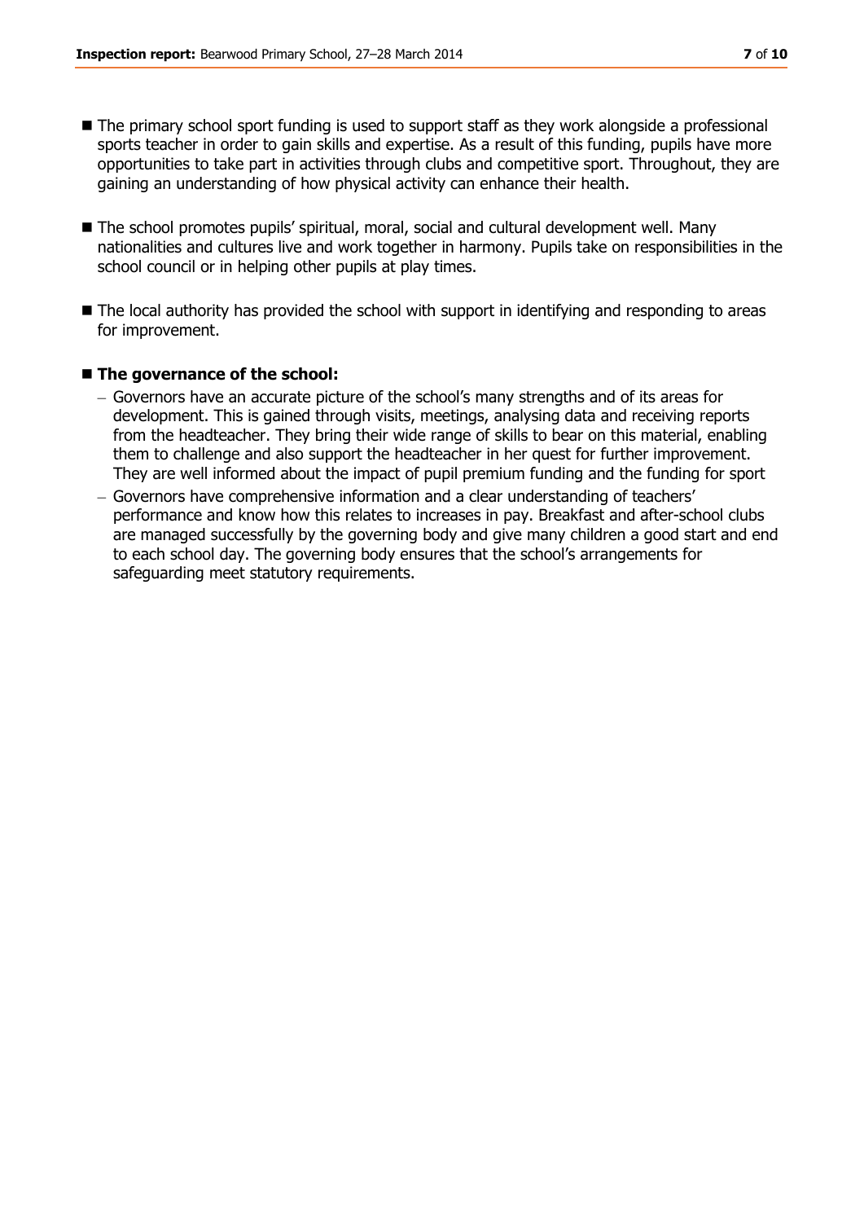- The primary school sport funding is used to support staff as they work alongside a professional sports teacher in order to gain skills and expertise. As a result of this funding, pupils have more opportunities to take part in activities through clubs and competitive sport. Throughout, they are gaining an understanding of how physical activity can enhance their health.

- The school promotes pupils' spiritual, moral, social and cultural development well. Many nationalities and cultures live and work together in harmony. Pupils take on responsibilities in the school council or in helping other pupils at play times.

- The local authority has provided the school with support in identifying and responding to areas for improvement.

- **The governance of the school:**
  - Governors have an accurate picture of the school's many strengths and of its areas for development. This is gained through visits, meetings, analysing data and receiving reports from the headteacher. They bring their wide range of skills to bear on this material, enabling them to challenge and also support the headteacher in her quest for further improvement. They are well informed about the impact of pupil premium funding and the funding for sport
  - Governors have comprehensive information and a clear understanding of teachers' performance and know how this relates to increases in pay. Breakfast and after-school clubs are managed successfully by the governing body and give many children a good start and end to each school day. The governing body ensures that the school's arrangements for safeguarding meet statutory requirements.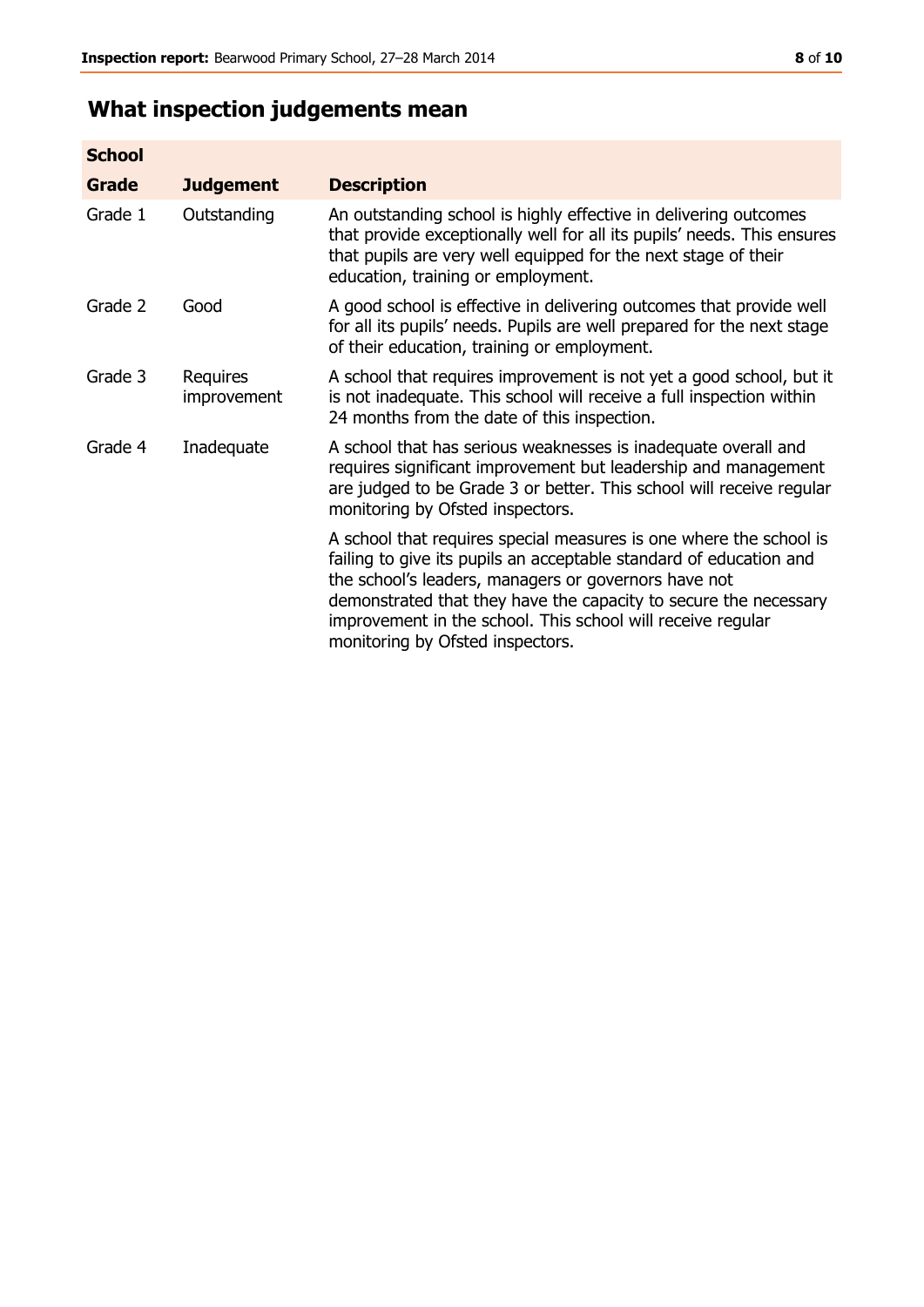## What inspection judgements mean

| School Grade | Judgement | Description |
|---|---|---|
| Grade 1 | Outstanding | An outstanding school is highly effective in delivering outcomes that provide exceptionally well for all its pupils' needs. This ensures that pupils are very well equipped for the next stage of their education, training or employment. |
| Grade 2 | Good | A good school is effective in delivering outcomes that provide well for all its pupils' needs. Pupils are well prepared for the next stage of their education, training or employment. |
| Grade 3 | Requires improvement | A school that requires improvement is not yet a good school, but it is not inadequate. This school will receive a full inspection within 24 months from the date of this inspection. |
| Grade 4 | Inadequate | A school that has serious weaknesses is inadequate overall and requires significant improvement but leadership and management are judged to be Grade 3 or better. This school will receive regular monitoring by Ofsted inspectors. |
| | | A school that requires special measures is one where the school is failing to give its pupils an acceptable standard of education and the school's leaders, managers or governors have not demonstrated that they have the capacity to secure the necessary improvement in the school. This school will receive regular monitoring by Ofsted inspectors. |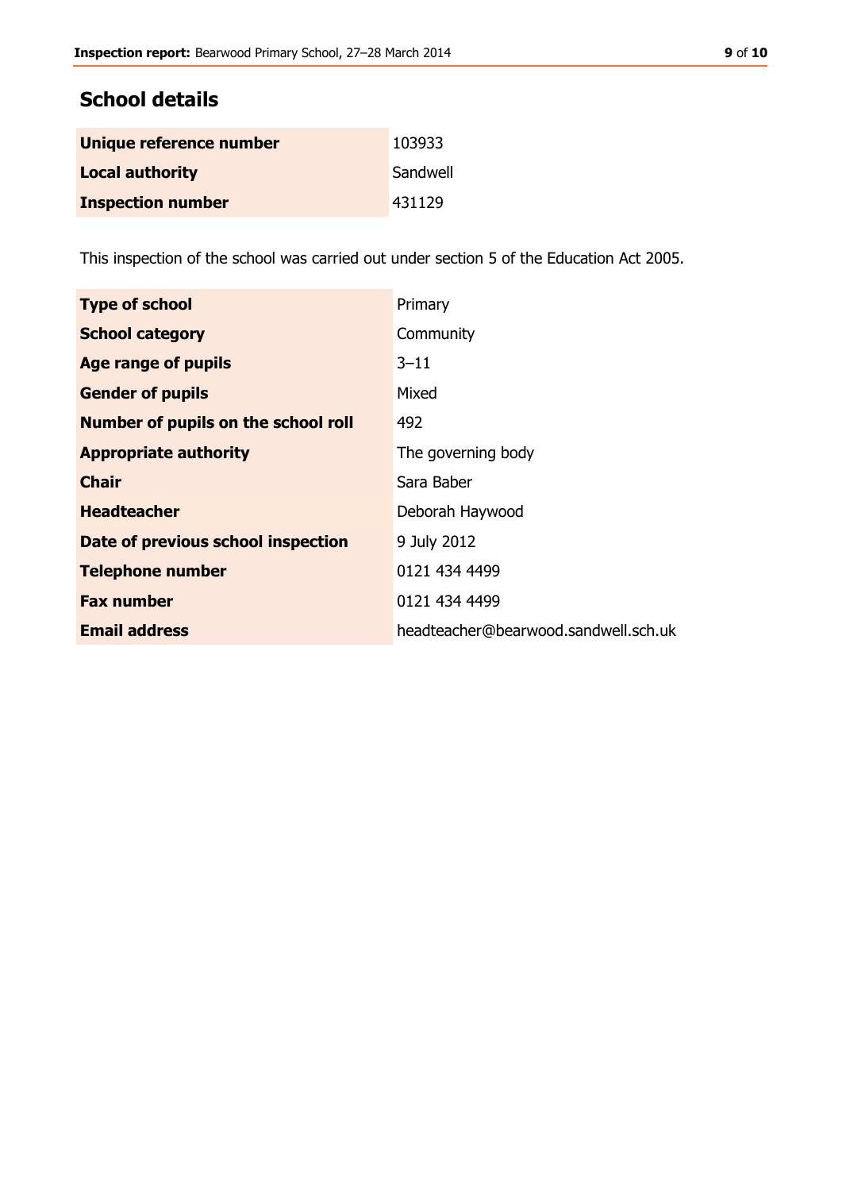## School details

| | |
|---|---|
| **Unique reference number** | 103933 |
| **Local authority** | Sandwell |
| **Inspection number** | 431129 |

This inspection of the school was carried out under section 5 of the Education Act 2005.

| | |
|---|---|
| **Type of school** | Primary |
| **School category** | Community |
| **Age range of pupils** | 3–11 |
| **Gender of pupils** | Mixed |
| **Number of pupils on the school roll** | 492 |
| **Appropriate authority** | The governing body |
| **Chair** | Sara Baber |
| **Headteacher** | Deborah Haywood |
| **Date of previous school inspection** | 9 July 2012 |
| **Telephone number** | 0121 434 4499 |
| **Fax number** | 0121 434 4499 |
| **Email address** | headteacher@bearwood.sandwell.sch.uk |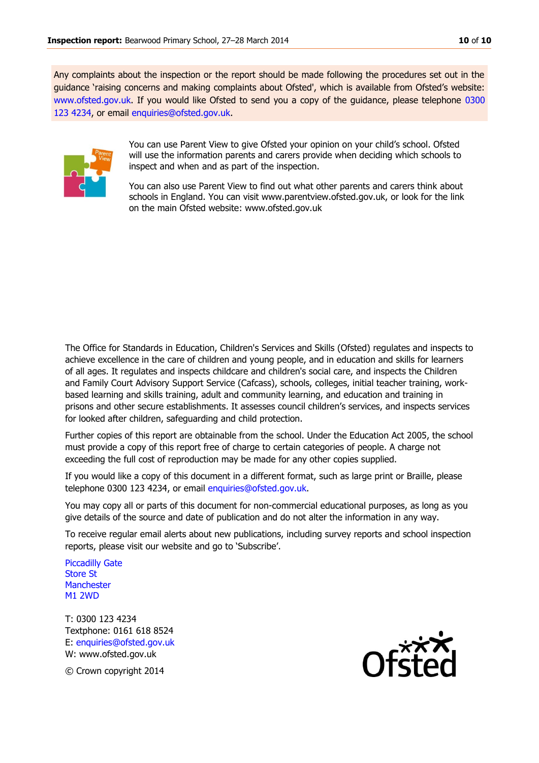Any complaints about the inspection or the report should be made following the procedures set out in the guidance 'raising concerns and making complaints about Ofsted', which is available from Ofsted's website: www.ofsted.gov.uk. If you would like Ofsted to send you a copy of the guidance, please telephone 0300 123 4234, or email enquiries@ofsted.gov.uk.

You can use Parent View to give Ofsted your opinion on your child's school. Ofsted will use the information parents and carers provide when deciding which schools to inspect and when and as part of the inspection.

You can also use Parent View to find out what other parents and carers think about schools in England. You can visit www.parentview.ofsted.gov.uk, or look for the link on the main Ofsted website: www.ofsted.gov.uk

The Office for Standards in Education, Children's Services and Skills (Ofsted) regulates and inspects to achieve excellence in the care of children and young people, and in education and skills for learners of all ages. It regulates and inspects childcare and children's social care, and inspects the Children and Family Court Advisory Support Service (Cafcass), schools, colleges, initial teacher training, work-based learning and skills training, adult and community learning, and education and training in prisons and other secure establishments. It assesses council children's services, and inspects services for looked after children, safeguarding and child protection.

Further copies of this report are obtainable from the school. Under the Education Act 2005, the school must provide a copy of this report free of charge to certain categories of people. A charge not exceeding the full cost of reproduction may be made for any other copies supplied.

If you would like a copy of this document in a different format, such as large print or Braille, please telephone 0300 123 4234, or email enquiries@ofsted.gov.uk.

You may copy all or parts of this document for non-commercial educational purposes, as long as you give details of the source and date of publication and do not alter the information in any way.

To receive regular email alerts about new publications, including survey reports and school inspection reports, please visit our website and go to 'Subscribe'.

Piccadilly Gate
Store St
Manchester
M1 2WD

T: 0300 123 4234
Textphone: 0161 618 8524
E: enquiries@ofsted.gov.uk
W: www.ofsted.gov.uk

© Crown copyright 2014